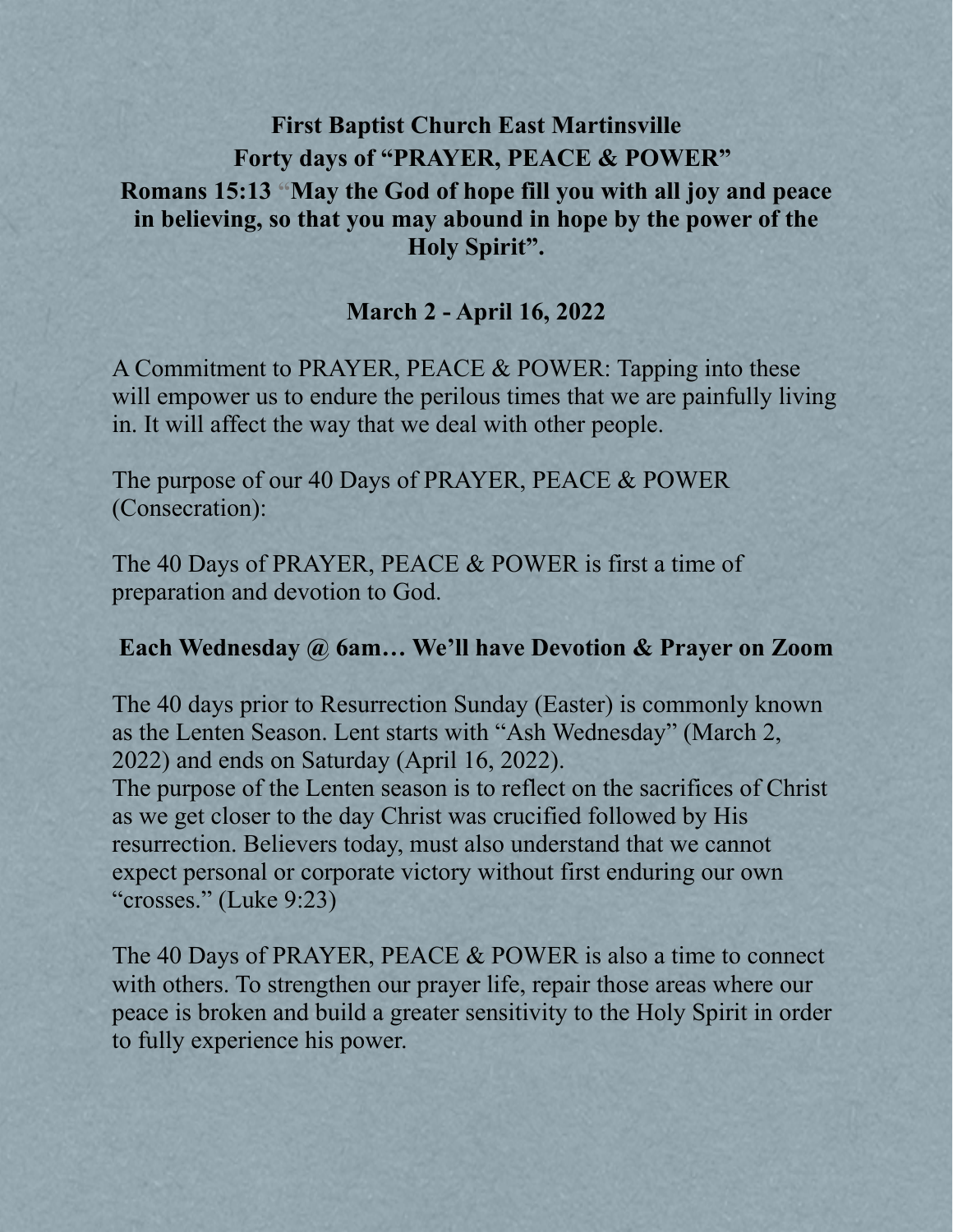# First Baptist Church East Martinsville

## Forty days of "PRAYER, PEACE & POWER"

**Romans 15:13 "May the God of hope fill you with all joy and peace in believing, so that you may abound in hope by the power of the Holy Spirit".**

**March 2 - April 16, 2022**

A Commitment to PRAYER, PEACE & POWER: Tapping into these will empower us to endure the perilous times that we are painfully living in. It will affect the way that we deal with other people.

The purpose of our 40 Days of PRAYER, PEACE & POWER (Consecration):

The 40 Days of PRAYER, PEACE & POWER is first a time of preparation and devotion to God.

**Each Wednesday @ 6am… We'll have Devotion & Prayer on Zoom**

The 40 days prior to Resurrection Sunday (Easter) is commonly known as the Lenten Season. Lent starts with "Ash Wednesday" (March 2, 2022) and ends on Saturday (April 16, 2022).
The purpose of the Lenten season is to reflect on the sacrifices of Christ as we get closer to the day Christ was crucified followed by His resurrection. Believers today, must also understand that we cannot expect personal or corporate victory without first enduring our own "crosses." (Luke 9:23)

The 40 Days of PRAYER, PEACE & POWER is also a time to connect with others. To strengthen our prayer life, repair those areas where our peace is broken and build a greater sensitivity to the Holy Spirit in order to fully experience his power.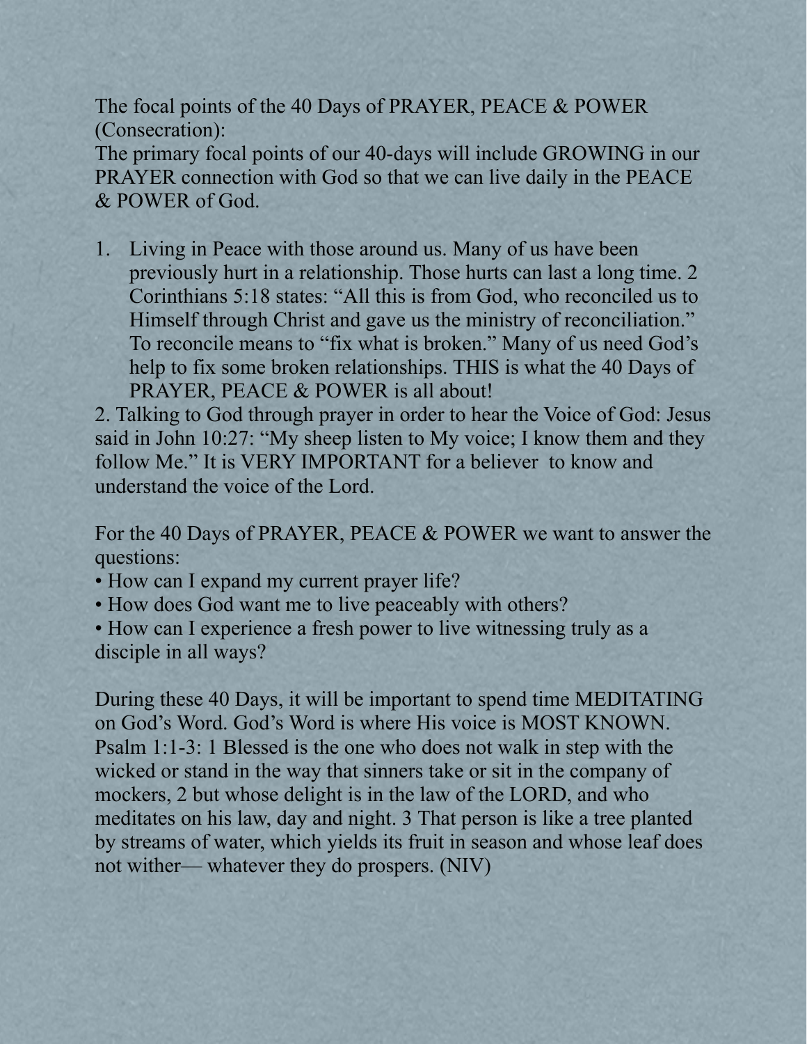The focal points of the 40 Days of PRAYER, PEACE & POWER (Consecration):

The primary focal points of our 40-days will include GROWING in our PRAYER connection with God so that we can live daily in the PEACE & POWER of God.

1. Living in Peace with those around us. Many of us have been previously hurt in a relationship. Those hurts can last a long time. 2 Corinthians 5:18 states: “All this is from God, who reconciled us to Himself through Christ and gave us the ministry of reconciliation.” To reconcile means to “fix what is broken.” Many of us need God’s help to fix some broken relationships. THIS is what the 40 Days of PRAYER, PEACE & POWER is all about!

2. Talking to God through prayer in order to hear the Voice of God: Jesus said in John 10:27: “My sheep listen to My voice; I know them and they follow Me.” It is VERY IMPORTANT for a believer to know and understand the voice of the Lord.

For the 40 Days of PRAYER, PEACE & POWER we want to answer the questions:

- How can I expand my current prayer life?
- How does God want me to live peaceably with others?
- How can I experience a fresh power to live witnessing truly as a disciple in all ways?

During these 40 Days, it will be important to spend time MEDITATING on God’s Word. God’s Word is where His voice is MOST KNOWN. Psalm 1:1-3: 1 Blessed is the one who does not walk in step with the wicked or stand in the way that sinners take or sit in the company of mockers, 2 but whose delight is in the law of the LORD, and who meditates on his law, day and night. 3 That person is like a tree planted by streams of water, which yields its fruit in season and whose leaf does not wither— whatever they do prospers. (NIV)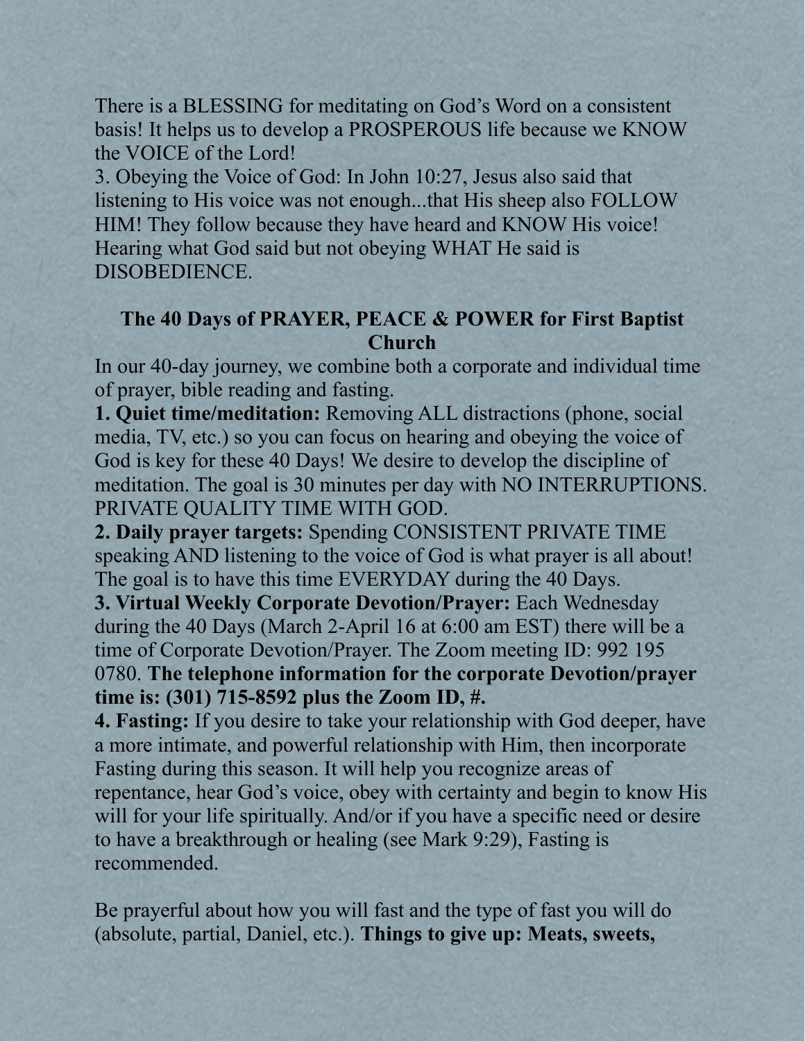There is a BLESSING for meditating on God's Word on a consistent basis! It helps us to develop a PROSPEROUS life because we KNOW the VOICE of the Lord!

3. Obeying the Voice of God: In John 10:27, Jesus also said that listening to His voice was not enough...that His sheep also FOLLOW HIM! They follow because they have heard and KNOW His voice! Hearing what God said but not obeying WHAT He said is DISOBEDIENCE.

## The 40 Days of PRAYER, PEACE & POWER for First Baptist Church

In our 40-day journey, we combine both a corporate and individual time of prayer, bible reading and fasting.

**1. Quiet time/meditation:** Removing ALL distractions (phone, social media, TV, etc.) so you can focus on hearing and obeying the voice of God is key for these 40 Days! We desire to develop the discipline of meditation. The goal is 30 minutes per day with NO INTERRUPTIONS. PRIVATE QUALITY TIME WITH GOD.

**2. Daily prayer targets:** Spending CONSISTENT PRIVATE TIME speaking AND listening to the voice of God is what prayer is all about! The goal is to have this time EVERYDAY during the 40 Days.

**3. Virtual Weekly Corporate Devotion/Prayer:** Each Wednesday during the 40 Days (March 2-April 16 at 6:00 am EST) there will be a time of Corporate Devotion/Prayer. The Zoom meeting ID: 992 195 0780. **The telephone information for the corporate Devotion/prayer time is: (301) 715-8592 plus the Zoom ID, #.**

**4. Fasting:** If you desire to take your relationship with God deeper, have a more intimate, and powerful relationship with Him, then incorporate Fasting during this season. It will help you recognize areas of repentance, hear God's voice, obey with certainty and begin to know His will for your life spiritually. And/or if you have a specific need or desire to have a breakthrough or healing (see Mark 9:29), Fasting is recommended.

Be prayerful about how you will fast and the type of fast you will do (absolute, partial, Daniel, etc.). **Things to give up: Meats, sweets,**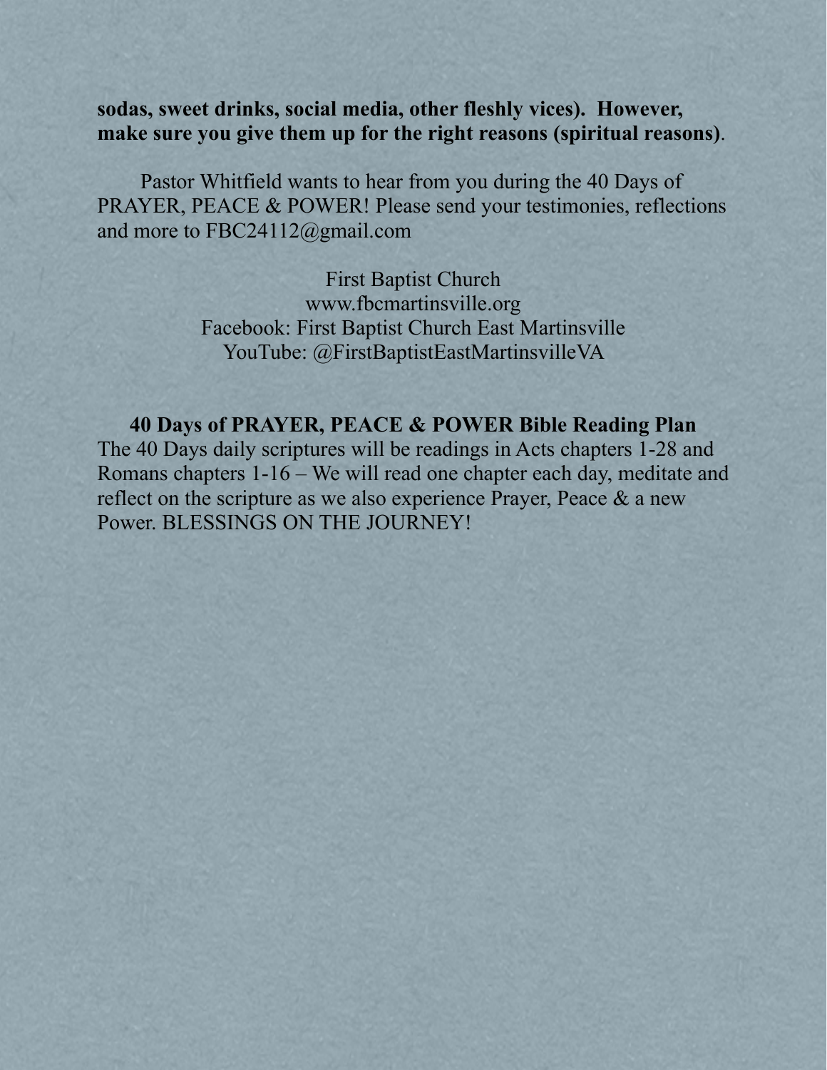**sodas, sweet drinks, social media, other fleshly vices). However, make sure you give them up for the right reasons (spiritual reasons)**.

Pastor Whitfield wants to hear from you during the 40 Days of PRAYER, PEACE & POWER! Please send your testimonies, reflections and more to FBC24112@gmail.com

First Baptist Church
www.fbcmartinsville.org
Facebook: First Baptist Church East Martinsville
YouTube: @FirstBaptistEastMartinsvilleVA

**40 Days of PRAYER, PEACE & POWER Bible Reading Plan**

The 40 Days daily scriptures will be readings in Acts chapters 1-28 and Romans chapters 1-16 – We will read one chapter each day, meditate and reflect on the scripture as we also experience Prayer, Peace & a new Power. BLESSINGS ON THE JOURNEY!